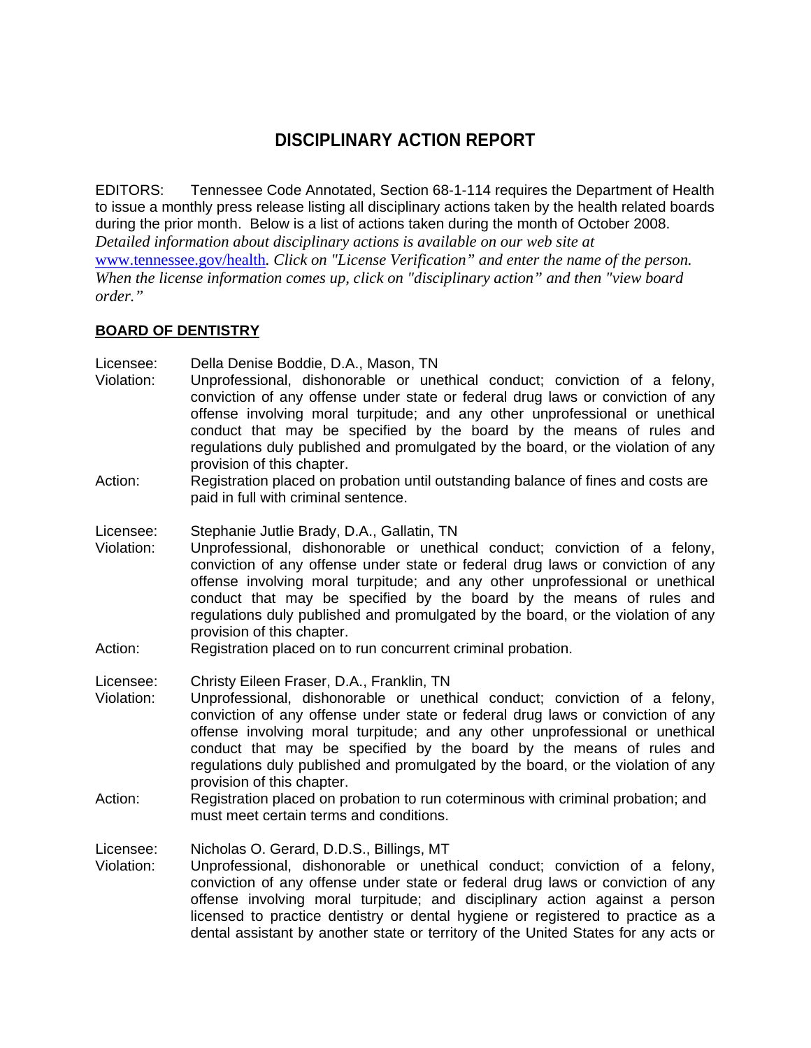# DISCIPLINARY ACTION REPORT

EDITORS: Tennessee Code Annotated, Section 68-1-114 requires the Department of Health to issue a monthly press release listing all disciplinary actions taken by the health related boards during the prior month. Below is a list of actions taken during the month of October 2008. *Detailed information about disciplinary actions is available on our web site at* [www.tennessee.gov/health](www.tennessee.gov/health)*. Click on "License Verification" and enter the name of the person. When the license information comes up, click on "disciplinary action" and then "view board order."*

**BOARD OF DENTISTRY**

Licensee: Della Denise Boddie, D.A., Mason, TN
Violation: Unprofessional, dishonorable or unethical conduct; conviction of a felony, conviction of any offense under state or federal drug laws or conviction of any offense involving moral turpitude; and any other unprofessional or unethical conduct that may be specified by the board by the means of rules and regulations duly published and promulgated by the board, or the violation of any provision of this chapter.
Action: Registration placed on probation until outstanding balance of fines and costs are paid in full with criminal sentence.

Licensee: Stephanie Jutlie Brady, D.A., Gallatin, TN
Violation: Unprofessional, dishonorable or unethical conduct; conviction of a felony, conviction of any offense under state or federal drug laws or conviction of any offense involving moral turpitude; and any other unprofessional or unethical conduct that may be specified by the board by the means of rules and regulations duly published and promulgated by the board, or the violation of any provision of this chapter.
Action: Registration placed on to run concurrent criminal probation.

Licensee: Christy Eileen Fraser, D.A., Franklin, TN
Violation: Unprofessional, dishonorable or unethical conduct; conviction of a felony, conviction of any offense under state or federal drug laws or conviction of any offense involving moral turpitude; and any other unprofessional or unethical conduct that may be specified by the board by the means of rules and regulations duly published and promulgated by the board, or the violation of any provision of this chapter.
Action: Registration placed on probation to run coterminous with criminal probation; and must meet certain terms and conditions.

Licensee: Nicholas O. Gerard, D.D.S., Billings, MT
Violation: Unprofessional, dishonorable or unethical conduct; conviction of a felony, conviction of any offense under state or federal drug laws or conviction of any offense involving moral turpitude; and disciplinary action against a person licensed to practice dentistry or dental hygiene or registered to practice as a dental assistant by another state or territory of the United States for any acts or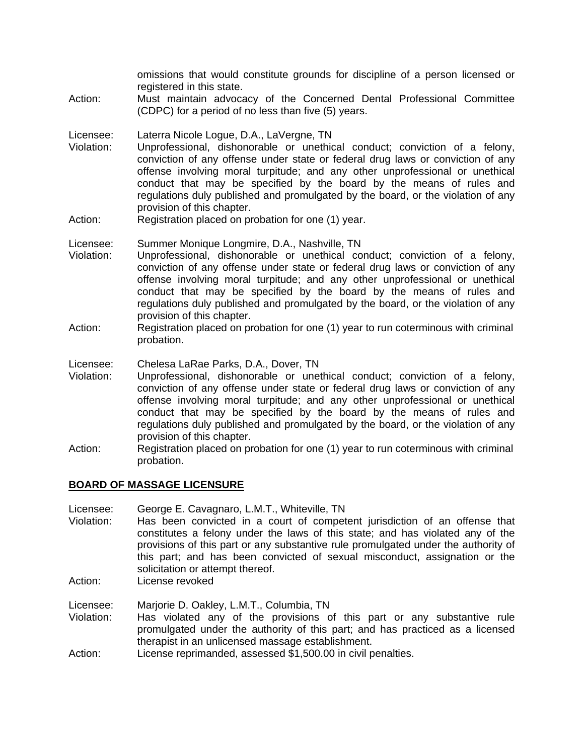omissions that would constitute grounds for discipline of a person licensed or registered in this state.

Action: Must maintain advocacy of the Concerned Dental Professional Committee (CDPC) for a period of no less than five (5) years.

Licensee: Laterra Nicole Logue, D.A., LaVergne, TN

Violation: Unprofessional, dishonorable or unethical conduct; conviction of a felony, conviction of any offense under state or federal drug laws or conviction of any offense involving moral turpitude; and any other unprofessional or unethical conduct that may be specified by the board by the means of rules and regulations duly published and promulgated by the board, or the violation of any provision of this chapter.

Action: Registration placed on probation for one (1) year.

Licensee: Summer Monique Longmire, D.A., Nashville, TN

Violation: Unprofessional, dishonorable or unethical conduct; conviction of a felony, conviction of any offense under state or federal drug laws or conviction of any offense involving moral turpitude; and any other unprofessional or unethical conduct that may be specified by the board by the means of rules and regulations duly published and promulgated by the board, or the violation of any provision of this chapter.

Action: Registration placed on probation for one (1) year to run coterminous with criminal probation.

Licensee: Chelesa LaRae Parks, D.A., Dover, TN

Violation: Unprofessional, dishonorable or unethical conduct; conviction of a felony, conviction of any offense under state or federal drug laws or conviction of any offense involving moral turpitude; and any other unprofessional or unethical conduct that may be specified by the board by the means of rules and regulations duly published and promulgated by the board, or the violation of any provision of this chapter.

Action: Registration placed on probation for one (1) year to run coterminous with criminal probation.

## BOARD OF MASSAGE LICENSURE

Licensee: George E. Cavagnaro, L.M.T., Whiteville, TN

Violation: Has been convicted in a court of competent jurisdiction of an offense that constitutes a felony under the laws of this state; and has violated any of the provisions of this part or any substantive rule promulgated under the authority of this part; and has been convicted of sexual misconduct, assignation or the solicitation or attempt thereof.

Action: License revoked

Licensee: Marjorie D. Oakley, L.M.T., Columbia, TN

Violation: Has violated any of the provisions of this part or any substantive rule promulgated under the authority of this part; and has practiced as a licensed therapist in an unlicensed massage establishment.

Action: License reprimanded, assessed $1,500.00 in civil penalties.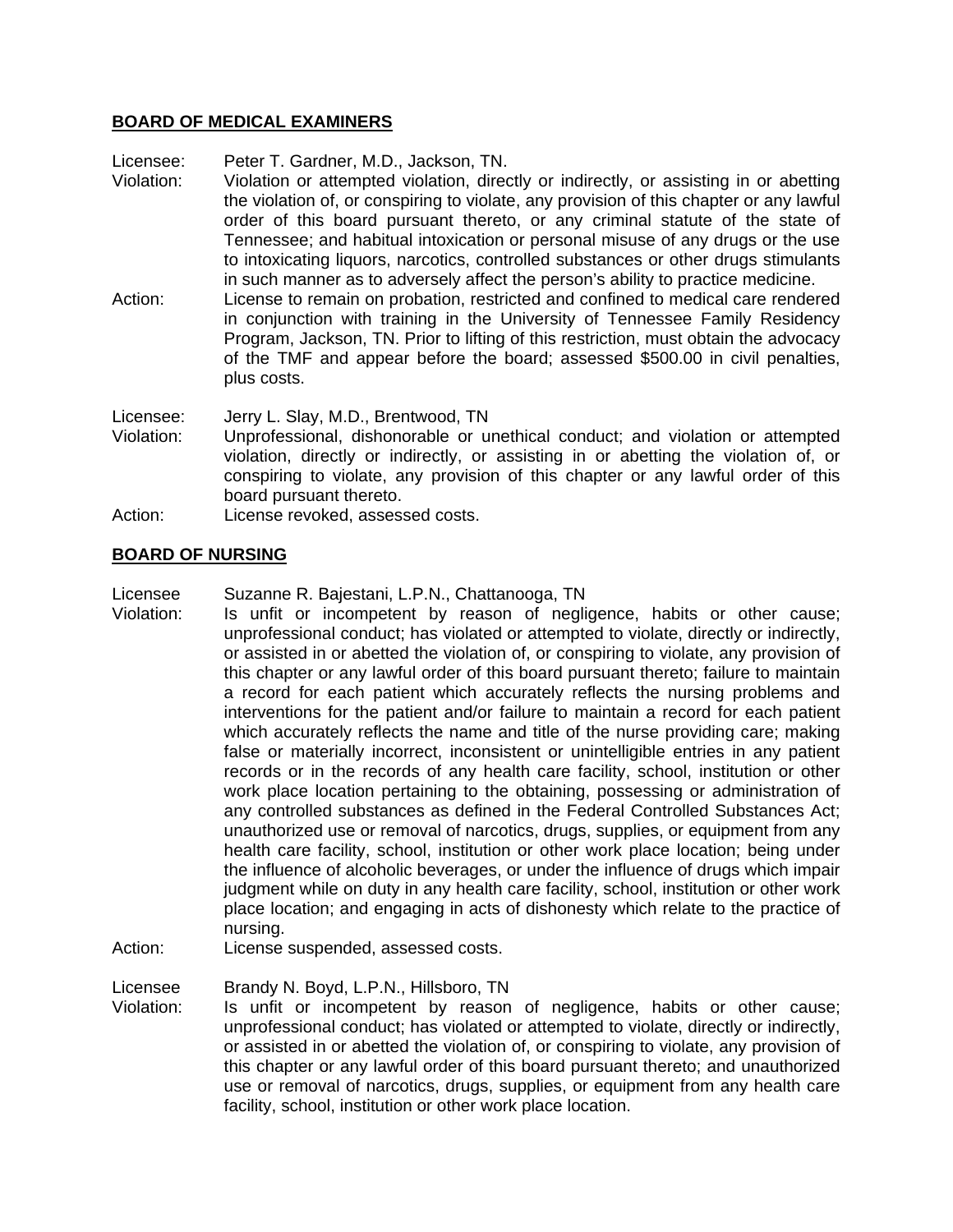## BOARD OF MEDICAL EXAMINERS

Licensee: Peter T. Gardner, M.D., Jackson, TN.
Violation: Violation or attempted violation, directly or indirectly, or assisting in or abetting the violation of, or conspiring to violate, any provision of this chapter or any lawful order of this board pursuant thereto, or any criminal statute of the state of Tennessee; and habitual intoxication or personal misuse of any drugs or the use to intoxicating liquors, narcotics, controlled substances or other drugs stimulants in such manner as to adversely affect the person's ability to practice medicine.
Action: License to remain on probation, restricted and confined to medical care rendered in conjunction with training in the University of Tennessee Family Residency Program, Jackson, TN. Prior to lifting of this restriction, must obtain the advocacy of the TMF and appear before the board; assessed $500.00 in civil penalties, plus costs.

Licensee: Jerry L. Slay, M.D., Brentwood, TN
Violation: Unprofessional, dishonorable or unethical conduct; and violation or attempted violation, directly or indirectly, or assisting in or abetting the violation of, or conspiring to violate, any provision of this chapter or any lawful order of this board pursuant thereto.
Action: License revoked, assessed costs.

## BOARD OF NURSING

Licensee Suzanne R. Bajestani, L.P.N., Chattanooga, TN
Violation: Is unfit or incompetent by reason of negligence, habits or other cause; unprofessional conduct; has violated or attempted to violate, directly or indirectly, or assisted in or abetted the violation of, or conspiring to violate, any provision of this chapter or any lawful order of this board pursuant thereto; failure to maintain a record for each patient which accurately reflects the nursing problems and interventions for the patient and/or failure to maintain a record for each patient which accurately reflects the name and title of the nurse providing care; making false or materially incorrect, inconsistent or unintelligible entries in any patient records or in the records of any health care facility, school, institution or other work place location pertaining to the obtaining, possessing or administration of any controlled substances as defined in the Federal Controlled Substances Act; unauthorized use or removal of narcotics, drugs, supplies, or equipment from any health care facility, school, institution or other work place location; being under the influence of alcoholic beverages, or under the influence of drugs which impair judgment while on duty in any health care facility, school, institution or other work place location; and engaging in acts of dishonesty which relate to the practice of nursing.
Action: License suspended, assessed costs.

Licensee Brandy N. Boyd, L.P.N., Hillsboro, TN
Violation: Is unfit or incompetent by reason of negligence, habits or other cause; unprofessional conduct; has violated or attempted to violate, directly or indirectly, or assisted in or abetted the violation of, or conspiring to violate, any provision of this chapter or any lawful order of this board pursuant thereto; and unauthorized use or removal of narcotics, drugs, supplies, or equipment from any health care facility, school, institution or other work place location.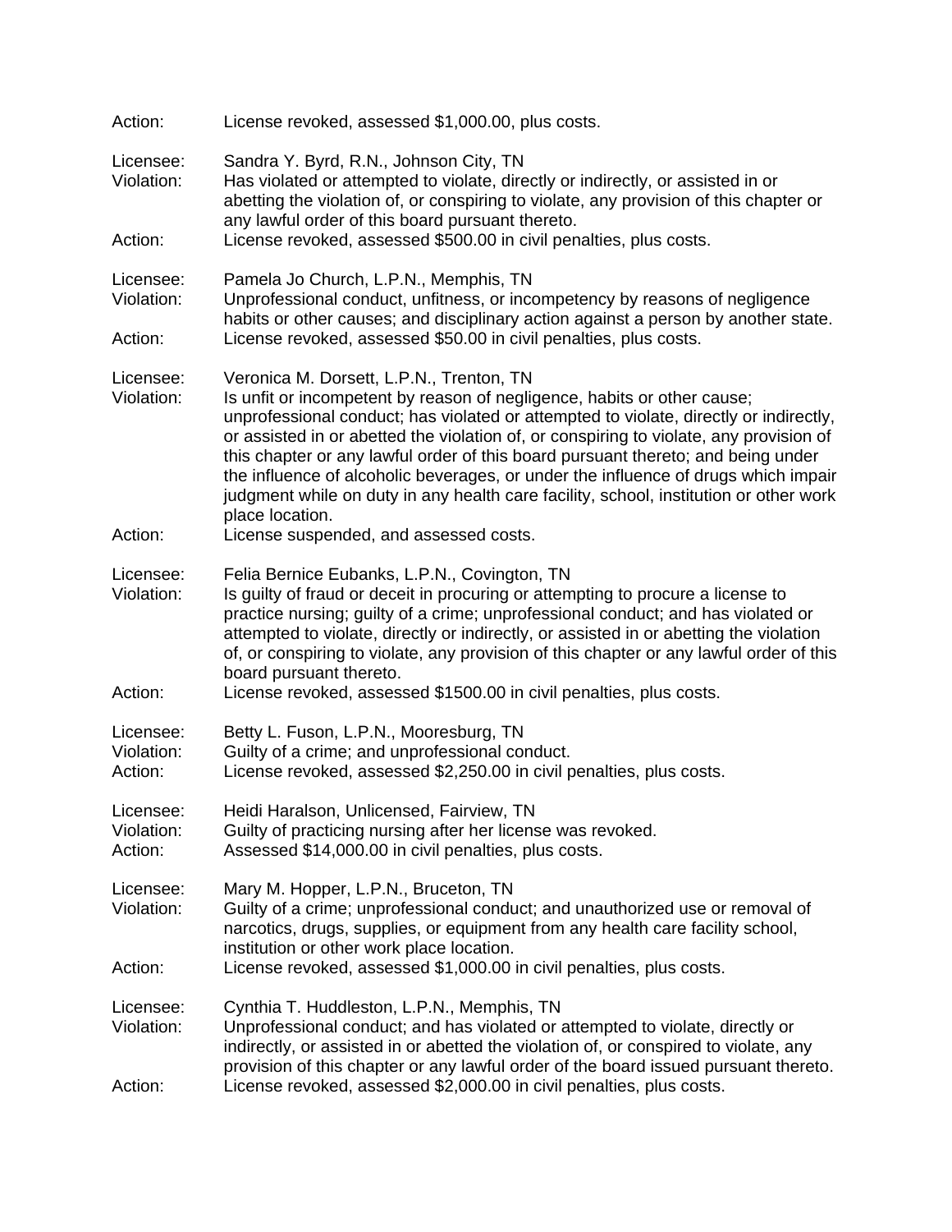Action: License revoked, assessed $1,000.00, plus costs.

Licensee: Sandra Y. Byrd, R.N., Johnson City, TN
Violation: Has violated or attempted to violate, directly or indirectly, or assisted in or abetting the violation of, or conspiring to violate, any provision of this chapter or any lawful order of this board pursuant thereto.
Action: License revoked, assessed $500.00 in civil penalties, plus costs.

Licensee: Pamela Jo Church, L.P.N., Memphis, TN
Violation: Unprofessional conduct, unfitness, or incompetency by reasons of negligence habits or other causes; and disciplinary action against a person by another state.
Action: License revoked, assessed $50.00 in civil penalties, plus costs.

Licensee: Veronica M. Dorsett, L.P.N., Trenton, TN
Violation: Is unfit or incompetent by reason of negligence, habits or other cause; unprofessional conduct; has violated or attempted to violate, directly or indirectly, or assisted in or abetted the violation of, or conspiring to violate, any provision of this chapter or any lawful order of this board pursuant thereto; and being under the influence of alcoholic beverages, or under the influence of drugs which impair judgment while on duty in any health care facility, school, institution or other work place location.
Action: License suspended, and assessed costs.

Licensee: Felia Bernice Eubanks, L.P.N., Covington, TN
Violation: Is guilty of fraud or deceit in procuring or attempting to procure a license to practice nursing; guilty of a crime; unprofessional conduct; and has violated or attempted to violate, directly or indirectly, or assisted in or abetting the violation of, or conspiring to violate, any provision of this chapter or any lawful order of this board pursuant thereto.
Action: License revoked, assessed $1500.00 in civil penalties, plus costs.

Licensee: Betty L. Fuson, L.P.N., Mooresburg, TN
Violation: Guilty of a crime; and unprofessional conduct.
Action: License revoked, assessed $2,250.00 in civil penalties, plus costs.

Licensee: Heidi Haralson, Unlicensed, Fairview, TN
Violation: Guilty of practicing nursing after her license was revoked.
Action: Assessed $14,000.00 in civil penalties, plus costs.

Licensee: Mary M. Hopper, L.P.N., Bruceton, TN
Violation: Guilty of a crime; unprofessional conduct; and unauthorized use or removal of narcotics, drugs, supplies, or equipment from any health care facility school, institution or other work place location.
Action: License revoked, assessed $1,000.00 in civil penalties, plus costs.

Licensee: Cynthia T. Huddleston, L.P.N., Memphis, TN
Violation: Unprofessional conduct; and has violated or attempted to violate, directly or indirectly, or assisted in or abetted the violation of, or conspired to violate, any provision of this chapter or any lawful order of the board issued pursuant thereto.
Action: License revoked, assessed $2,000.00 in civil penalties, plus costs.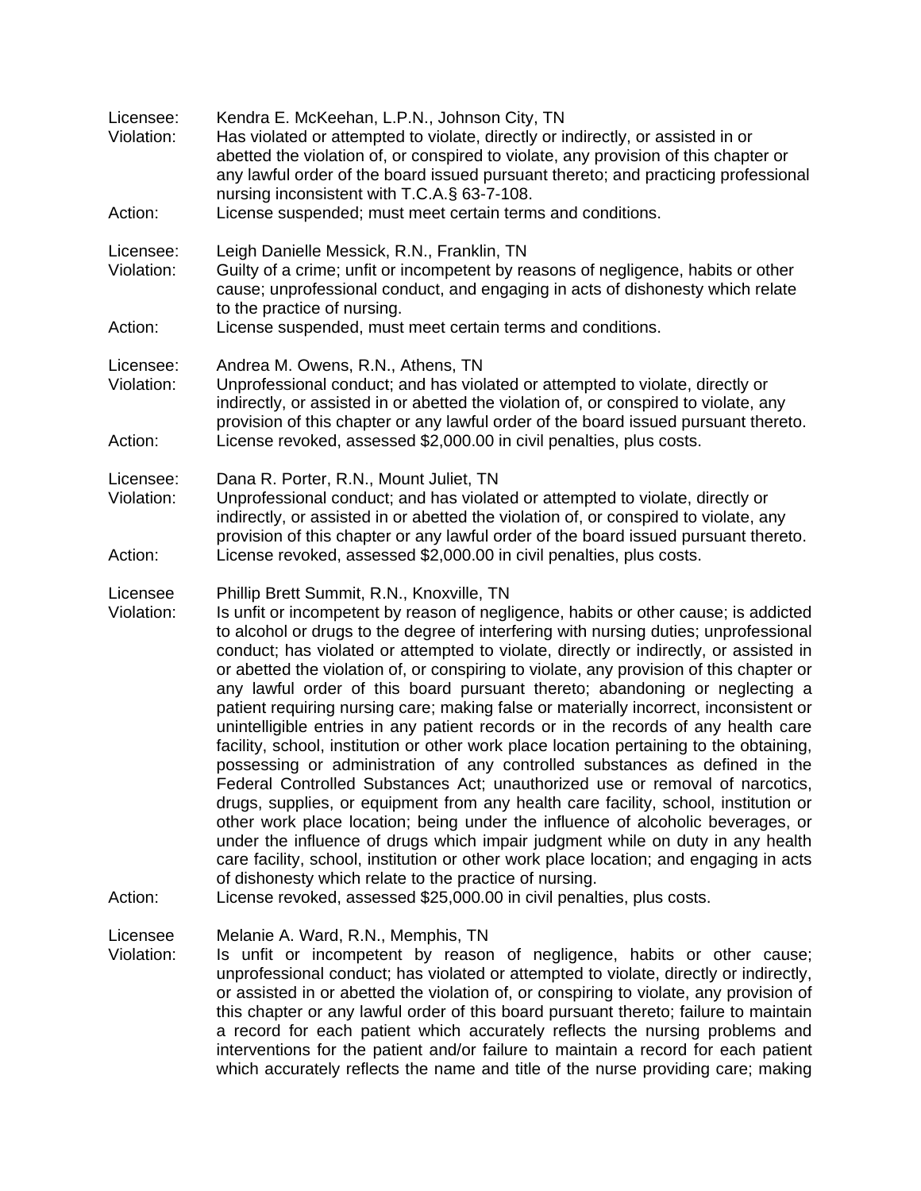Licensee: Kendra E. McKeehan, L.P.N., Johnson City, TN
Violation: Has violated or attempted to violate, directly or indirectly, or assisted in or abetted the violation of, or conspired to violate, any provision of this chapter or any lawful order of the board issued pursuant thereto; and practicing professional nursing inconsistent with T.C.A.§ 63-7-108.
Action: License suspended; must meet certain terms and conditions.

Licensee: Leigh Danielle Messick, R.N., Franklin, TN
Violation: Guilty of a crime; unfit or incompetent by reasons of negligence, habits or other cause; unprofessional conduct, and engaging in acts of dishonesty which relate to the practice of nursing.
Action: License suspended, must meet certain terms and conditions.

Licensee: Andrea M. Owens, R.N., Athens, TN
Violation: Unprofessional conduct; and has violated or attempted to violate, directly or indirectly, or assisted in or abetted the violation of, or conspired to violate, any provision of this chapter or any lawful order of the board issued pursuant thereto.
Action: License revoked, assessed $2,000.00 in civil penalties, plus costs.

Licensee: Dana R. Porter, R.N., Mount Juliet, TN
Violation: Unprofessional conduct; and has violated or attempted to violate, directly or indirectly, or assisted in or abetted the violation of, or conspired to violate, any provision of this chapter or any lawful order of the board issued pursuant thereto.
Action: License revoked, assessed $2,000.00 in civil penalties, plus costs.

Licensee Phillip Brett Summit, R.N., Knoxville, TN
Violation: Is unfit or incompetent by reason of negligence, habits or other cause; is addicted to alcohol or drugs to the degree of interfering with nursing duties; unprofessional conduct; has violated or attempted to violate, directly or indirectly, or assisted in or abetted the violation of, or conspiring to violate, any provision of this chapter or any lawful order of this board pursuant thereto; abandoning or neglecting a patient requiring nursing care; making false or materially incorrect, inconsistent or unintelligible entries in any patient records or in the records of any health care facility, school, institution or other work place location pertaining to the obtaining, possessing or administration of any controlled substances as defined in the Federal Controlled Substances Act; unauthorized use or removal of narcotics, drugs, supplies, or equipment from any health care facility, school, institution or other work place location; being under the influence of alcoholic beverages, or under the influence of drugs which impair judgment while on duty in any health care facility, school, institution or other work place location; and engaging in acts of dishonesty which relate to the practice of nursing.
Action: License revoked, assessed $25,000.00 in civil penalties, plus costs.

Licensee Melanie A. Ward, R.N., Memphis, TN
Violation: Is unfit or incompetent by reason of negligence, habits or other cause; unprofessional conduct; has violated or attempted to violate, directly or indirectly, or assisted in or abetted the violation of, or conspiring to violate, any provision of this chapter or any lawful order of this board pursuant thereto; failure to maintain a record for each patient which accurately reflects the nursing problems and interventions for the patient and/or failure to maintain a record for each patient which accurately reflects the name and title of the nurse providing care; making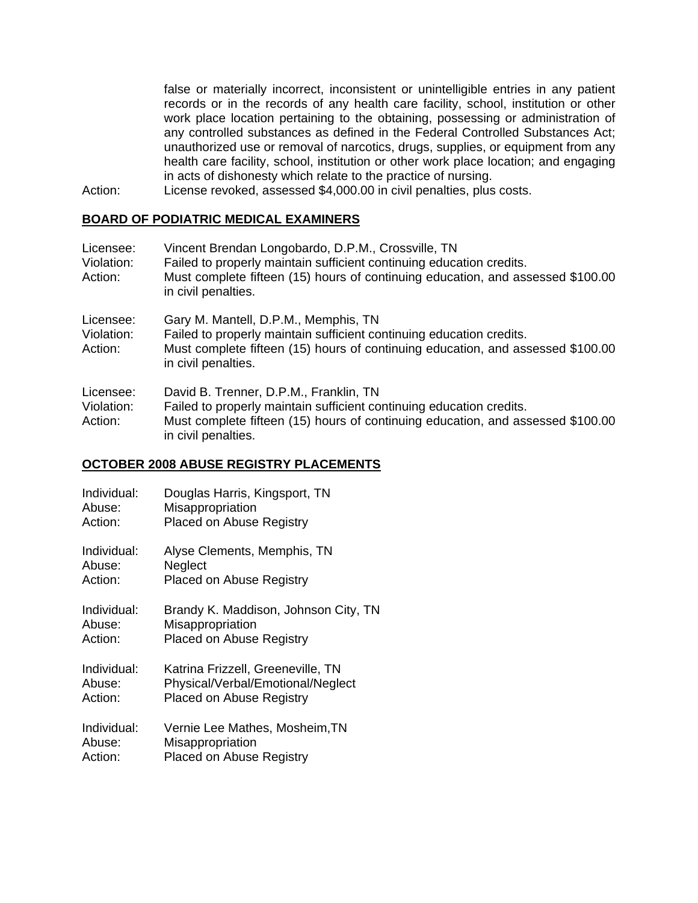false or materially incorrect, inconsistent or unintelligible entries in any patient records or in the records of any health care facility, school, institution or other work place location pertaining to the obtaining, possessing or administration of any controlled substances as defined in the Federal Controlled Substances Act; unauthorized use or removal of narcotics, drugs, supplies, or equipment from any health care facility, school, institution or other work place location; and engaging in acts of dishonesty which relate to the practice of nursing.

Action: License revoked, assessed $4,000.00 in civil penalties, plus costs.

## BOARD OF PODIATRIC MEDICAL EXAMINERS

Licensee: Vincent Brendan Longobardo, D.P.M., Crossville, TN
Violation: Failed to properly maintain sufficient continuing education credits.
Action: Must complete fifteen (15) hours of continuing education, and assessed $100.00 in civil penalties.

Licensee: Gary M. Mantell, D.P.M., Memphis, TN
Violation: Failed to properly maintain sufficient continuing education credits.
Action: Must complete fifteen (15) hours of continuing education, and assessed $100.00 in civil penalties.

Licensee: David B. Trenner, D.P.M., Franklin, TN
Violation: Failed to properly maintain sufficient continuing education credits.
Action: Must complete fifteen (15) hours of continuing education, and assessed $100.00 in civil penalties.

## OCTOBER 2008 ABUSE REGISTRY PLACEMENTS

Individual: Douglas Harris, Kingsport, TN
Abuse: Misappropriation
Action: Placed on Abuse Registry

Individual: Alyse Clements, Memphis, TN
Abuse: Neglect
Action: Placed on Abuse Registry

Individual: Brandy K. Maddison, Johnson City, TN
Abuse: Misappropriation
Action: Placed on Abuse Registry

Individual: Katrina Frizzell, Greeneville, TN
Abuse: Physical/Verbal/Emotional/Neglect
Action: Placed on Abuse Registry

Individual: Vernie Lee Mathes, Mosheim,TN
Abuse: Misappropriation
Action: Placed on Abuse Registry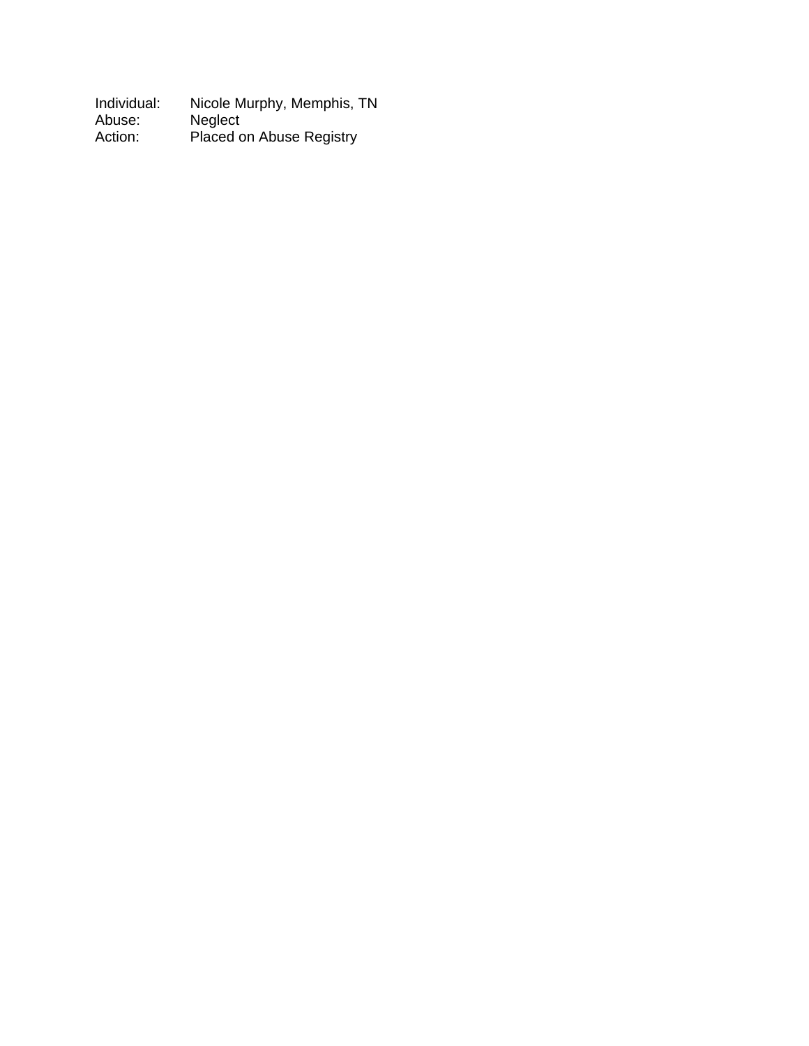Individual: Nicole Murphy, Memphis, TN
Abuse: Neglect
Action: Placed on Abuse Registry